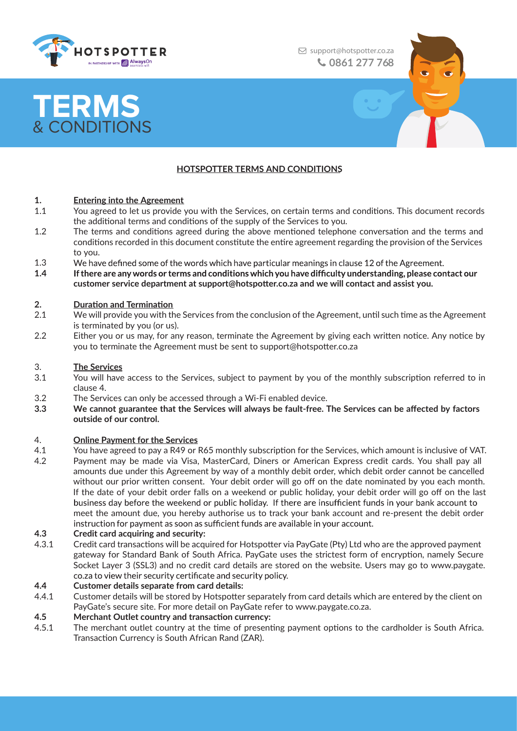support@hotspotter.co.za
0861 277 768

# TERMS & CONDITIONS

## HOTSPOTTER TERMS AND CONDITIONS

**1. Entering into the Agreement**

1.1 You agreed to let us provide you with the Services, on certain terms and conditions. This document records the additional terms and conditions of the supply of the Services to you.

1.2 The terms and conditions agreed during the above mentioned telephone conversation and the terms and conditions recorded in this document constitute the entire agreement regarding the provision of the Services to you.

1.3 We have defined some of the words which have particular meanings in clause 12 of the Agreement.

**1.4 If there are any words or terms and conditions which you have difficulty understanding, please contact our customer service department at support@hotspotter.co.za and we will contact and assist you.**

**2. Duration and Termination**

2.1 We will provide you with the Services from the conclusion of the Agreement, until such time as the Agreement is terminated by you (or us).

2.2 Either you or us may, for any reason, terminate the Agreement by giving each written notice. Any notice by you to terminate the Agreement must be sent to support@hotspotter.co.za

3. **The Services**

3.1 You will have access to the Services, subject to payment by you of the monthly subscription referred to in clause 4.

3.2 The Services can only be accessed through a Wi-Fi enabled device.

**3.3 We cannot guarantee that the Services will always be fault-free. The Services can be affected by factors outside of our control.**

4. **Online Payment for the Services**

4.1 You have agreed to pay a R49 or R65 monthly subscription for the Services, which amount is inclusive of VAT.

4.2 Payment may be made via Visa, MasterCard, Diners or American Express credit cards. You shall pay all amounts due under this Agreement by way of a monthly debit order, which debit order cannot be cancelled without our prior written consent. Your debit order will go off on the date nominated by you each month. If the date of your debit order falls on a weekend or public holiday, your debit order will go off on the last business day before the weekend or public holiday. If there are insufficient funds in your bank account to meet the amount due, you hereby authorise us to track your bank account and re-present the debit order instruction for payment as soon as sufficient funds are available in your account.

**4.3 Credit card acquiring and security:**

4.3.1 Credit card transactions will be acquired for Hotspotter via PayGate (Pty) Ltd who are the approved payment gateway for Standard Bank of South Africa. PayGate uses the strictest form of encryption, namely Secure Socket Layer 3 (SSL3) and no credit card details are stored on the website. Users may go to www.paygate.co.za to view their security certificate and security policy.

**4.4 Customer details separate from card details:**

4.4.1 Customer details will be stored by Hotspotter separately from card details which are entered by the client on PayGate's secure site. For more detail on PayGate refer to www.paygate.co.za.

**4.5 Merchant Outlet country and transaction currency:**

4.5.1 The merchant outlet country at the time of presenting payment options to the cardholder is South Africa. Transaction Currency is South African Rand (ZAR).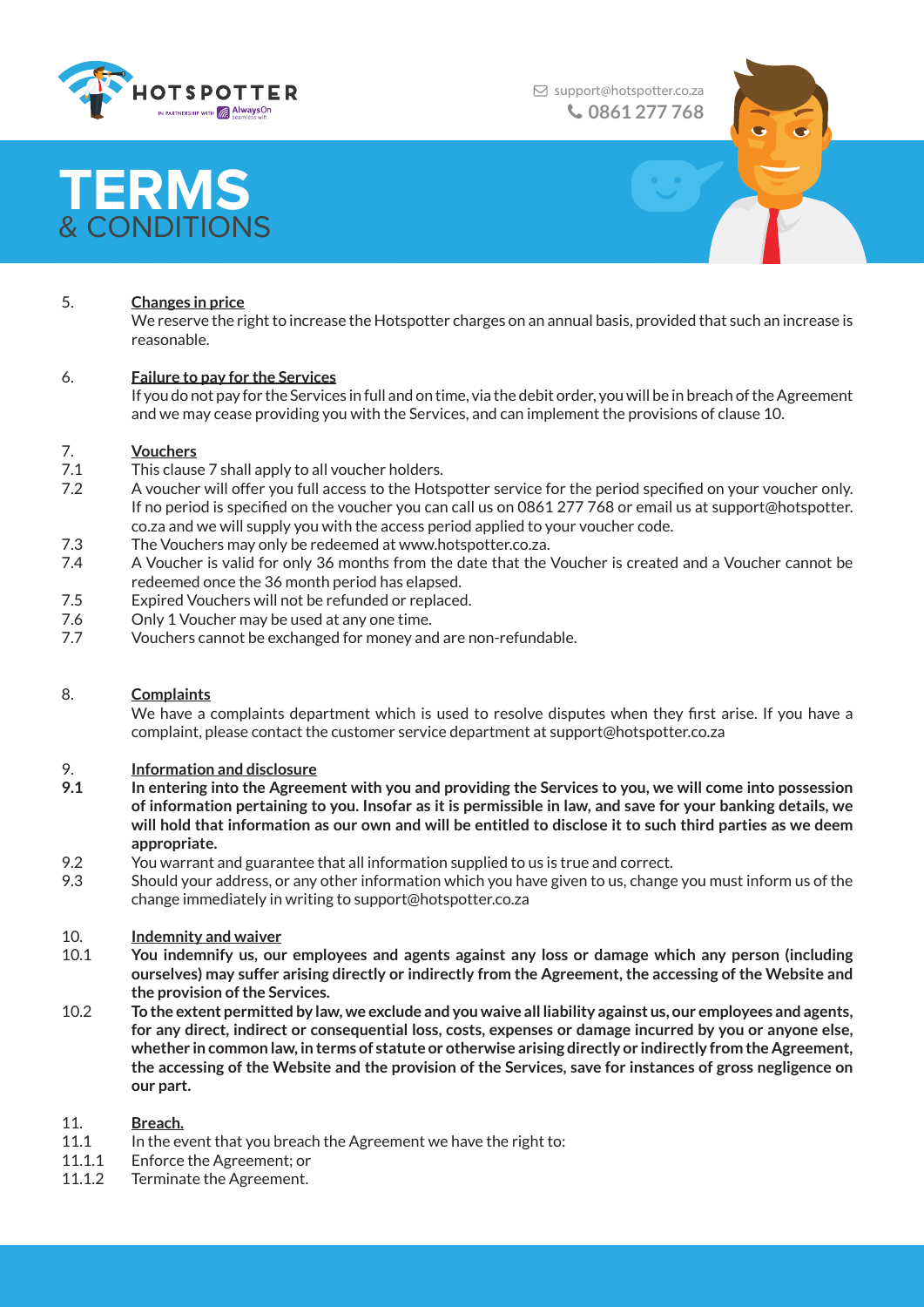# TERMS
& CONDITIONS

5. **Changes in price**

We reserve the right to increase the Hotspotter charges on an annual basis, provided that such an increase is reasonable.

6. **Failure to pay for the Services**

If you do not pay for the Services in full and on time, via the debit order, you will be in breach of the Agreement and we may cease providing you with the Services, and can implement the provisions of clause 10.

7. **Vouchers**

7.1 This clause 7 shall apply to all voucher holders.

7.2 A voucher will offer you full access to the Hotspotter service for the period specified on your voucher only. If no period is specified on the voucher you can call us on 0861 277 768 or email us at support@hotspotter.co.za and we will supply you with the access period applied to your voucher code.

7.3 The Vouchers may only be redeemed at www.hotspotter.co.za.

7.4 A Voucher is valid for only 36 months from the date that the Voucher is created and a Voucher cannot be redeemed once the 36 month period has elapsed.

7.5 Expired Vouchers will not be refunded or replaced.

7.6 Only 1 Voucher may be used at any one time.

7.7 Vouchers cannot be exchanged for money and are non-refundable.

8. **Complaints**

We have a complaints department which is used to resolve disputes when they first arise. If you have a complaint, please contact the customer service department at support@hotspotter.co.za

9. **Information and disclosure**

**9.1 In entering into the Agreement with you and providing the Services to you, we will come into possession of information pertaining to you. Insofar as it is permissible in law, and save for your banking details, we will hold that information as our own and will be entitled to disclose it to such third parties as we deem appropriate.**

9.2 You warrant and guarantee that all information supplied to us is true and correct.

9.3 Should your address, or any other information which you have given to us, change you must inform us of the change immediately in writing to support@hotspotter.co.za

10. **Indemnity and waiver**

10.1 **You indemnify us, our employees and agents against any loss or damage which any person (including ourselves) may suffer arising directly or indirectly from the Agreement, the accessing of the Website and the provision of the Services.**

10.2 **To the extent permitted by law, we exclude and you waive all liability against us, our employees and agents, for any direct, indirect or consequential loss, costs, expenses or damage incurred by you or anyone else, whether in common law, in terms of statute or otherwise arising directly or indirectly from the Agreement, the accessing of the Website and the provision of the Services, save for instances of gross negligence on our part.**

11. **Breach.**

11.1 In the event that you breach the Agreement we have the right to:

11.1.1 Enforce the Agreement; or

11.1.2 Terminate the Agreement.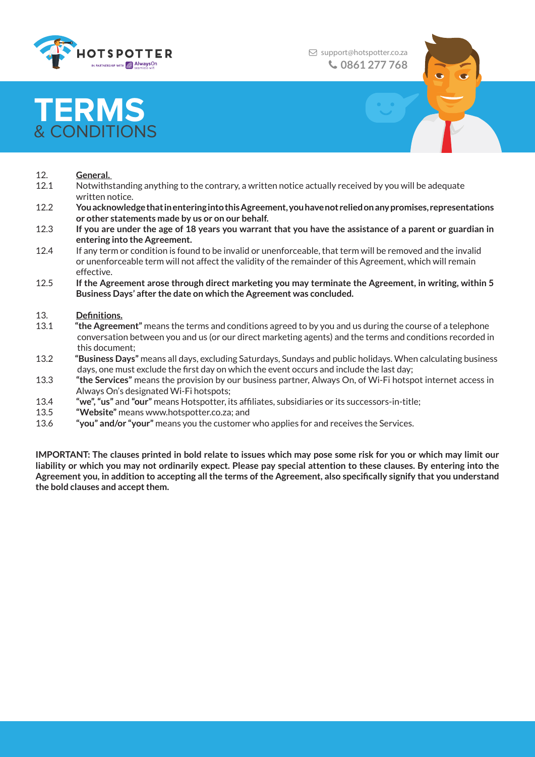12. **General.**

12.1 Notwithstanding anything to the contrary, a written notice actually received by you will be adequate written notice.

12.2 **You acknowledge that in entering into this Agreement, you have not relied on any promises, representations or other statements made by us or on our behalf.**

12.3 **If you are under the age of 18 years you warrant that you have the assistance of a parent or guardian in entering into the Agreement.**

12.4 If any term or condition is found to be invalid or unenforceable, that term will be removed and the invalid or unenforceable term will not affect the validity of the remainder of this Agreement, which will remain effective.

12.5 **If the Agreement arose through direct marketing you may terminate the Agreement, in writing, within 5 Business Days' after the date on which the Agreement was concluded.**

13. **Definitions.**

13.1 **"the Agreement"** means the terms and conditions agreed to by you and us during the course of a telephone conversation between you and us (or our direct marketing agents) and the terms and conditions recorded in this document;

13.2 **"Business Days"** means all days, excluding Saturdays, Sundays and public holidays. When calculating business days, one must exclude the first day on which the event occurs and include the last day;

13.3 **"the Services"** means the provision by our business partner, Always On, of Wi-Fi hotspot internet access in Always On's designated Wi-Fi hotspots;

13.4 **"we", "us"** and **"our"** means Hotspotter, its affiliates, subsidiaries or its successors-in-title;

13.5 **"Website"** means www.hotspotter.co.za; and

13.6 **"you" and/or "your"** means you the customer who applies for and receives the Services.

**IMPORTANT: The clauses printed in bold relate to issues which may pose some risk for you or which may limit our liability or which you may not ordinarily expect. Please pay special attention to these clauses. By entering into the Agreement you, in addition to accepting all the terms of the Agreement, also specifically signify that you understand the bold clauses and accept them.**